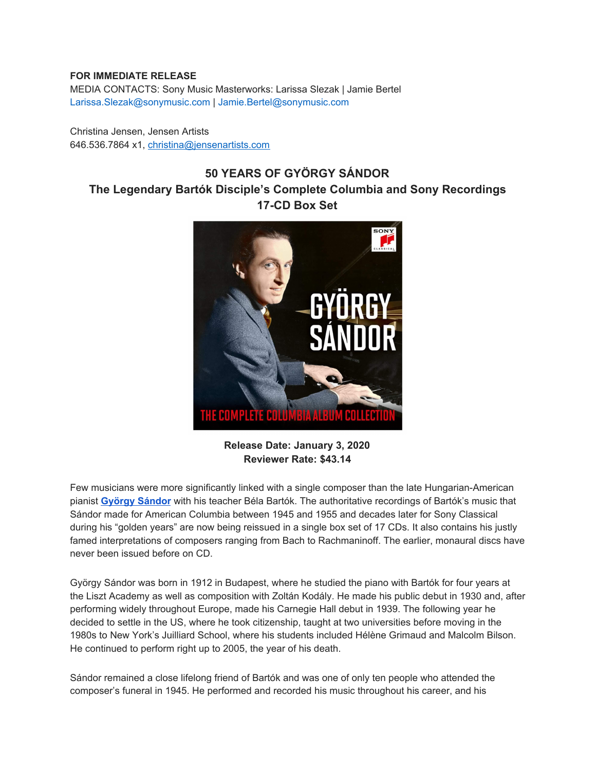**FOR IMMEDIATE RELEASE**
MEDIA CONTACTS: Sony Music Masterworks: Larissa Slezak | Jamie Bertel
Larissa.Slezak@sonymusic.com | Jamie.Bertel@sonymusic.com

Christina Jensen, Jensen Artists
646.536.7864 x1, christina@jensenartists.com

## 50 YEARS OF GYÖRGY SÁNDOR
### The Legendary Bartók Disciple's Complete Columbia and Sony Recordings
### 17-CD Box Set

**Release Date: January 3, 2020**
**Reviewer Rate: $43.14**

Few musicians were more significantly linked with a single composer than the late Hungarian-American pianist **György Sándor** with his teacher Béla Bartók. The authoritative recordings of Bartók's music that Sándor made for American Columbia between 1945 and 1955 and decades later for Sony Classical during his "golden years" are now being reissued in a single box set of 17 CDs. It also contains his justly famed interpretations of composers ranging from Bach to Rachmaninoff. The earlier, monaural discs have never been issued before on CD.

György Sándor was born in 1912 in Budapest, where he studied the piano with Bartók for four years at the Liszt Academy as well as composition with Zoltán Kodály. He made his public debut in 1930 and, after performing widely throughout Europe, made his Carnegie Hall debut in 1939. The following year he decided to settle in the US, where he took citizenship, taught at two universities before moving in the 1980s to New York's Juilliard School, where his students included Hélène Grimaud and Malcolm Bilson. He continued to perform right up to 2005, the year of his death.

Sándor remained a close lifelong friend of Bartók and was one of only ten people who attended the composer's funeral in 1945. He performed and recorded his music throughout his career, and his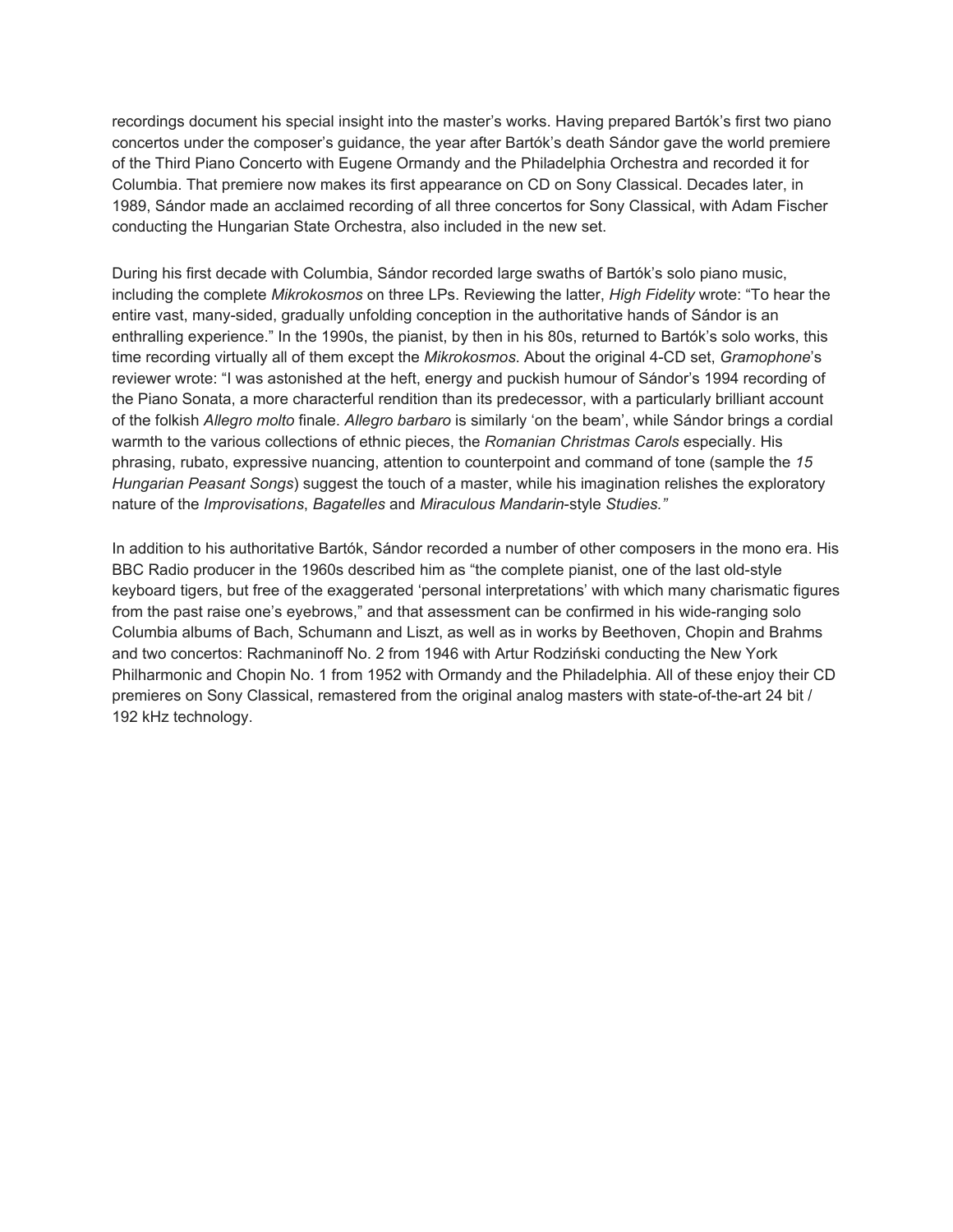recordings document his special insight into the master's works. Having prepared Bartók's first two piano concertos under the composer's guidance, the year after Bartók's death Sándor gave the world premiere of the Third Piano Concerto with Eugene Ormandy and the Philadelphia Orchestra and recorded it for Columbia. That premiere now makes its first appearance on CD on Sony Classical. Decades later, in 1989, Sándor made an acclaimed recording of all three concertos for Sony Classical, with Adam Fischer conducting the Hungarian State Orchestra, also included in the new set.

During his first decade with Columbia, Sándor recorded large swaths of Bartók's solo piano music, including the complete *Mikrokosmos* on three LPs. Reviewing the latter, *High Fidelity* wrote: "To hear the entire vast, many-sided, gradually unfolding conception in the authoritative hands of Sándor is an enthralling experience." In the 1990s, the pianist, by then in his 80s, returned to Bartók's solo works, this time recording virtually all of them except the *Mikrokosmos.* About the original 4-CD set, *Gramophone*'s reviewer wrote: "I was astonished at the heft, energy and puckish humour of Sándor's 1994 recording of the Piano Sonata, a more characterful rendition than its predecessor, with a particularly brilliant account of the folkish *Allegro molto* finale. *Allegro barbaro* is similarly 'on the beam', while Sándor brings a cordial warmth to the various collections of ethnic pieces, the *Romanian Christmas Carols* especially. His phrasing, rubato, expressive nuancing, attention to counterpoint and command of tone (sample the *15 Hungarian Peasant Songs*) suggest the touch of a master, while his imagination relishes the exploratory nature of the *Improvisations*, *Bagatelles* and *Miraculous Mandarin*-style *Studies."*

In addition to his authoritative Bartók, Sándor recorded a number of other composers in the mono era. His BBC Radio producer in the 1960s described him as "the complete pianist, one of the last old-style keyboard tigers, but free of the exaggerated 'personal interpretations' with which many charismatic figures from the past raise one's eyebrows," and that assessment can be confirmed in his wide-ranging solo Columbia albums of Bach, Schumann and Liszt, as well as in works by Beethoven, Chopin and Brahms and two concertos: Rachmaninoff No. 2 from 1946 with Artur Rodziński conducting the New York Philharmonic and Chopin No. 1 from 1952 with Ormandy and the Philadelphia. All of these enjoy their CD premieres on Sony Classical, remastered from the original analog masters with state-of-the-art 24 bit / 192 kHz technology.